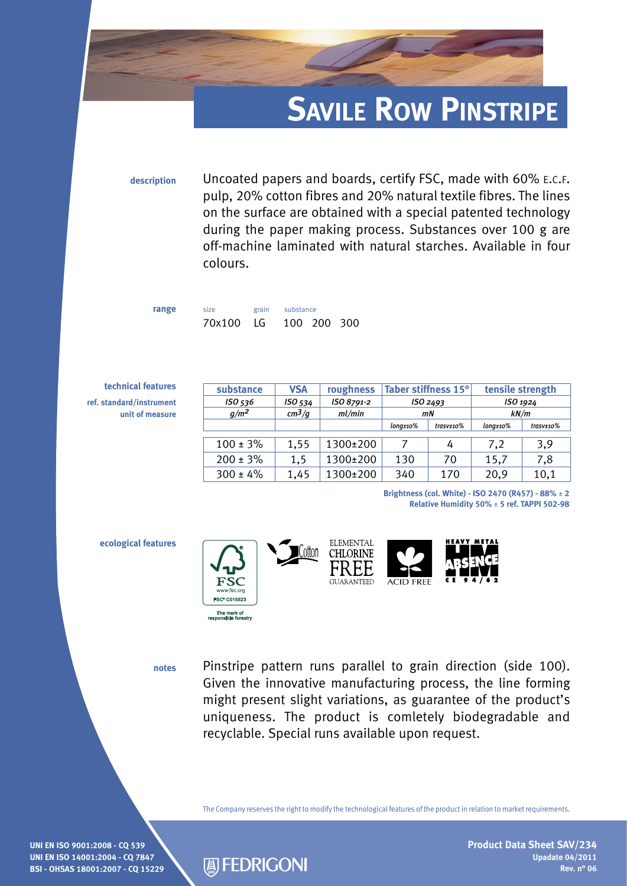# Savile Row Pinstripe

**description**

Uncoated papers and boards, certify FSC, made with 60% E.C.F. pulp, 20% cotton fibres and 20% natural textile fibres. The lines on the surface are obtained with a special patented technology during the paper making process. Substances over 100 g are off-machine laminated with natural starches. Available in four colours.

**range**

| size | grain | substance |
|---|---|---|
| 70x100 | LG | 100 200 300 |

**technical features**
**ref. standard/instrument**
**unit of measure**

| substance | VSA | roughness | Taber stiffness 15° | | tensile strength | |
|---|---|---|---|---|---|---|
| *ISO 536* | *ISO 534* | *ISO 8791-2* | *ISO 2493* | | *ISO 1924* | |
| *g/m²* | *cm³/g* | *ml/min* | *mN* | | *kN/m* | |
| | | | *long±10%* | *trasv±10%* | *long±10%* | *trasv±10%* |
| 100 ± 3% | 1,55 | 1300±200 | 7 | 4 | 7,2 | 3,9 |
| 200 ± 3% | 1,5 | 1300±200 | 130 | 70 | 15,7 | 7,8 |
| 300 ± 4% | 1,45 | 1300±200 | 340 | 170 | 20,9 | 10,1 |

**Brightness (col. White) - ISO 2470 (R457) - 88% ± 2**
**Relative Humidity 50% ± 5 ref. TAPPI 502-98**

**ecological features**

FSC www.fsc.org FSC® C015523 The mark of responsible forestry — Cotton — ELEMENTAL CHLORINE FREE GUARANTEED — ACID FREE — HEAVY METAL ABSENCE CE 94/62

**notes**

Pinstripe pattern runs parallel to grain direction (side 100). Given the innovative manufacturing process, the line forming might present slight variations, as guarantee of the product's uniqueness. The product is comletely biodegradable and recyclable. Special runs available upon request.

The Company reserves the right to modify the technological features of the product in relation to market requirements.

UNI EN ISO 9001:2008 - CQ 539
UNI EN ISO 14001:2004 - CQ 7847
BSI - OHSAS 18001:2007 - CQ 15229

FEDRIGONI

**Product Data Sheet SAV/234**
**Update 04/2011**
**Rev. n° 06**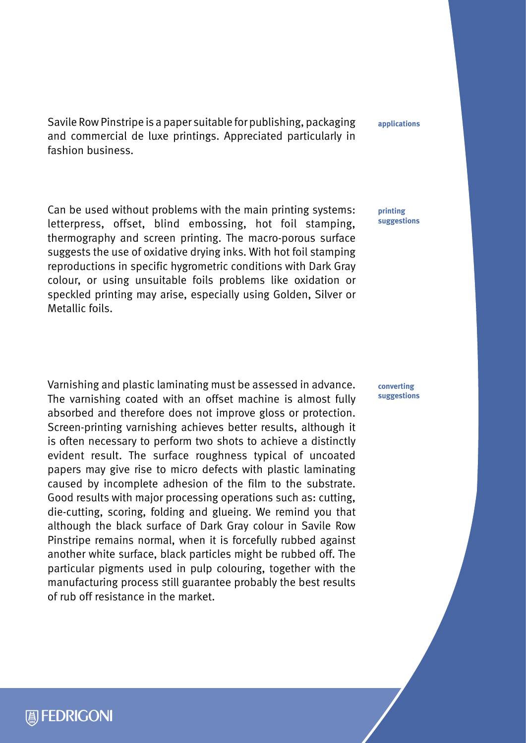**applications**

Savile Row Pinstripe is a paper suitable for publishing, packaging and commercial de luxe printings. Appreciated particularly in fashion business.

**printing suggestions**

Can be used without problems with the main printing systems: letterpress, offset, blind embossing, hot foil stamping, thermography and screen printing. The macro-porous surface suggests the use of oxidative drying inks. With hot foil stamping reproductions in specific hygrometric conditions with Dark Gray colour, or using unsuitable foils problems like oxidation or speckled printing may arise, especially using Golden, Silver or Metallic foils.

**converting suggestions**

Varnishing and plastic laminating must be assessed in advance. The varnishing coated with an offset machine is almost fully absorbed and therefore does not improve gloss or protection. Screen-printing varnishing achieves better results, although it is often necessary to perform two shots to achieve a distinctly evident result. The surface roughness typical of uncoated papers may give rise to micro defects with plastic laminating caused by incomplete adhesion of the film to the substrate. Good results with major processing operations such as: cutting, die-cutting, scoring, folding and glueing. We remind you that although the black surface of Dark Gray colour in Savile Row Pinstripe remains normal, when it is forcefully rubbed against another white surface, black particles might be rubbed off. The particular pigments used in pulp colouring, together with the manufacturing process still guarantee probably the best results of rub off resistance in the market.

FEDRIGONI